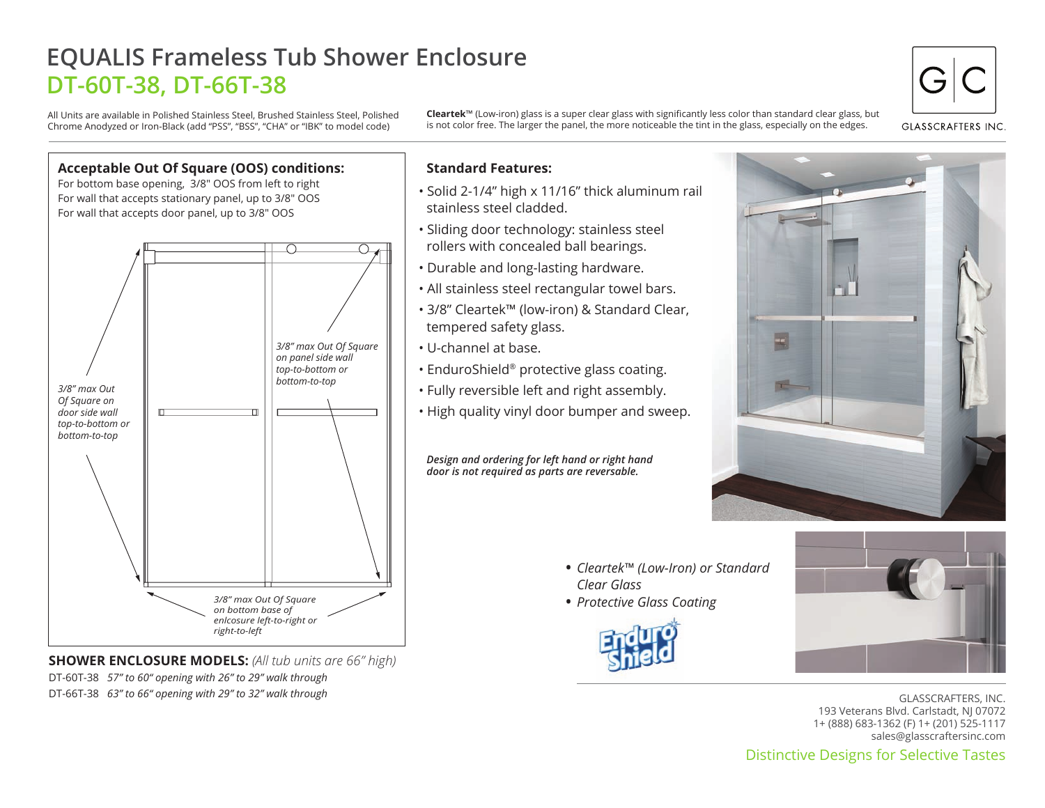# EQUALIS Frameless Tub Shower Enclosure

## DT-60T-38, DT-66T-38

All Units are available in Polished Stainless Steel, Brushed Stainless Steel, Polished Chrome Anodyzed or Iron-Black (add "PSS", "BSS", "CHA" or "IBK" to model code)

**Cleartek**™ (Low-iron) glass is a super clear glass with significantly less color than standard clear glass, but is not color free. The larger the panel, the more noticeable the tint in the glass, especially on the edges.

GLASSCRAFTERS INC.

### Acceptable Out Of Square (OOS) conditions:

For bottom base opening, 3/8" OOS from left to right
For wall that accepts stationary panel, up to 3/8" OOS
For wall that accepts door panel, up to 3/8" OOS

*3/8" max Out Of Square on door side wall top-to-bottom or bottom-to-top*

*3/8" max Out Of Square on panel side wall top-to-bottom or bottom-to-top*

*3/8" max Out Of Square on bottom base of enlcosure left-to-right or right-to-left*

**SHOWER ENCLOSURE MODELS:** *(All tub units are 66" high)*

DT-60T-38 *57" to 60" opening with 26" to 29" walk through*
DT-66T-38 *63" to 66" opening with 29" to 32" walk through*

### Standard Features:

- Solid 2-1/4" high x 11/16" thick aluminum rail stainless steel cladded.
- Sliding door technology: stainless steel rollers with concealed ball bearings.
- Durable and long-lasting hardware.
- All stainless steel rectangular towel bars.
- 3/8" Cleartek™ (low-iron) & Standard Clear, tempered safety glass.
- U-channel at base.
- EnduroShield® protective glass coating.
- Fully reversible left and right assembly.
- High quality vinyl door bumper and sweep.

***Design and ordering for left hand or right hand door is not required as parts are reversable.***

- *Cleartek™ (Low-Iron) or Standard Clear Glass*
- *Protective Glass Coating*

GLASSCRAFTERS, INC.
193 Veterans Blvd. Carlstadt, NJ 07072
1+ (888) 683-1362 (F) 1+ (201) 525-1117
sales@glasscraftersinc.com

Distinctive Designs for Selective Tastes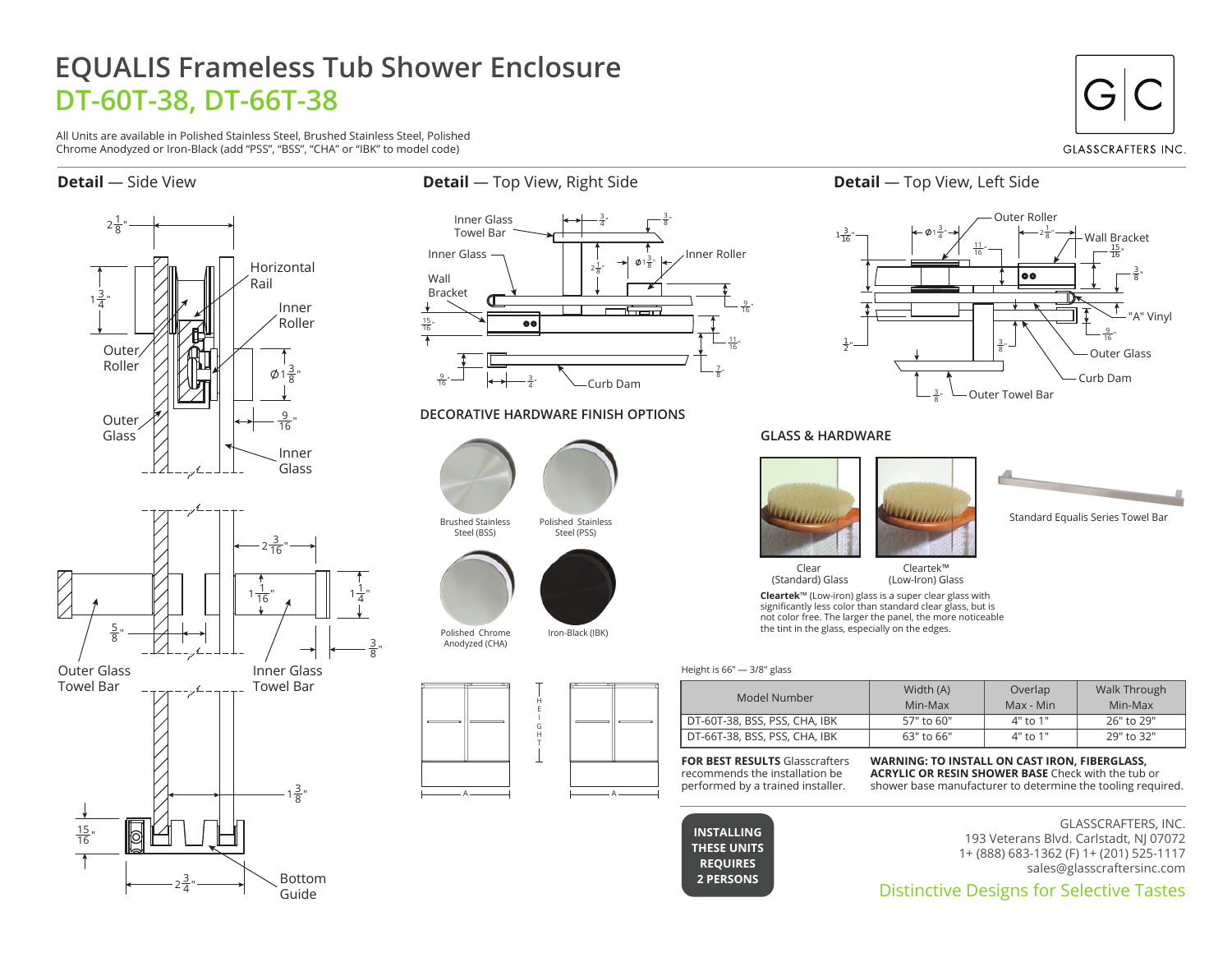# EQUALIS Frameless Tub Shower Enclosure

## DT-60T-38, DT-66T-38

All Units are available in Polished Stainless Steel, Brushed Stainless Steel, Polished Chrome Anodyzed or Iron-Black (add "PSS", "BSS", "CHA" or "IBK" to model code)

GLASSCRAFTERS INC.

**Detail** — Side View

2 1/8"
1 3/4"
Horizontal Rail
Inner Roller
Outer Roller
Ø1 3/8"
Outer Glass
9/16"
Inner Glass
2 3/16"
1 1/16"
1 1/4"
5/8"
3/8"
Outer Glass Towel Bar
Inner Glass Towel Bar
1 3/8"
15/16"
2 3/4"
Bottom Guide

**Detail** — Top View, Right Side

Inner Glass Towel Bar
3/4"
3/8"
Inner Glass
2 1/8"
Ø1 3/8"
Inner Roller
Wall Bracket
9/16"
15/16"
11/16"
9/16"
3/4"
Curb Dam
7/8"

**Detail** — Top View, Left Side

Outer Roller
1 3/16"
Ø1 3/4"
2 1/8"
Wall Bracket
11/16"
15/16"
3/8"
"A" Vinyl
9/16"
1/2"
3/8"
Outer Glass
Curb Dam
3/8"
Outer Towel Bar

### DECORATIVE HARDWARE FINISH OPTIONS

Brushed Stainless Steel (BSS)

Polished Stainless Steel (PSS)

Polished Chrome Anodyzed (CHA)

Iron-Black (IBK)

### GLASS & HARDWARE

Clear (Standard) Glass

Cleartek™ (Low-Iron) Glass

Standard Equalis Series Towel Bar

**Cleartek**™ (Low-iron) glass is a super clear glass with significantly less color than standard clear glass, but is not color free. The larger the panel, the more noticeable the tint in the glass, especially on the edges.

HEIGHT

A

A

Height is 66" — 3/8" glass

| Model Number | Width (A) Min-Max | Overlap Max - Min | Walk Through Min-Max |
|---|---|---|---|
| DT-60T-38, BSS, PSS, CHA, IBK | 57" to 60" | 4" to 1" | 26" to 29" |
| DT-66T-38, BSS, PSS, CHA, IBK | 63" to 66" | 4" to 1" | 29" to 32" |

**FOR BEST RESULTS** Glasscrafters recommends the installation be performed by a trained installer.

**WARNING: TO INSTALL ON CAST IRON, FIBERGLASS, ACRYLIC OR RESIN SHOWER BASE** Check with the tub or shower base manufacturer to determine the tooling required.

**INSTALLING THESE UNITS REQUIRES 2 PERSONS**

GLASSCRAFTERS, INC.
193 Veterans Blvd. Carlstadt, NJ 07072
1+ (888) 683-1362 (F) 1+ (201) 525-1117
sales@glasscraftersinc.com

Distinctive Designs for Selective Tastes